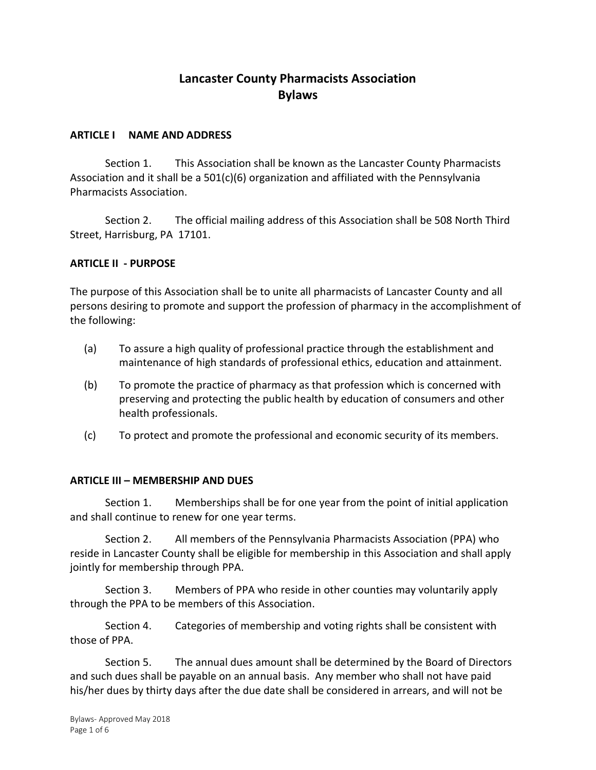# Lancaster County Pharmacists Association
# Bylaws

## ARTICLE I NAME AND ADDRESS

Section 1. This Association shall be known as the Lancaster County Pharmacists Association and it shall be a 501(c)(6) organization and affiliated with the Pennsylvania Pharmacists Association.

Section 2. The official mailing address of this Association shall be 508 North Third Street, Harrisburg, PA 17101.

## ARTICLE II - PURPOSE

The purpose of this Association shall be to unite all pharmacists of Lancaster County and all persons desiring to promote and support the profession of pharmacy in the accomplishment of the following:

(a) To assure a high quality of professional practice through the establishment and maintenance of high standards of professional ethics, education and attainment.

(b) To promote the practice of pharmacy as that profession which is concerned with preserving and protecting the public health by education of consumers and other health professionals.

(c) To protect and promote the professional and economic security of its members.

## ARTICLE III – MEMBERSHIP AND DUES

Section 1. Memberships shall be for one year from the point of initial application and shall continue to renew for one year terms.

Section 2. All members of the Pennsylvania Pharmacists Association (PPA) who reside in Lancaster County shall be eligible for membership in this Association and shall apply jointly for membership through PPA.

Section 3. Members of PPA who reside in other counties may voluntarily apply through the PPA to be members of this Association.

Section 4. Categories of membership and voting rights shall be consistent with those of PPA.

Section 5. The annual dues amount shall be determined by the Board of Directors and such dues shall be payable on an annual basis. Any member who shall not have paid his/her dues by thirty days after the due date shall be considered in arrears, and will not be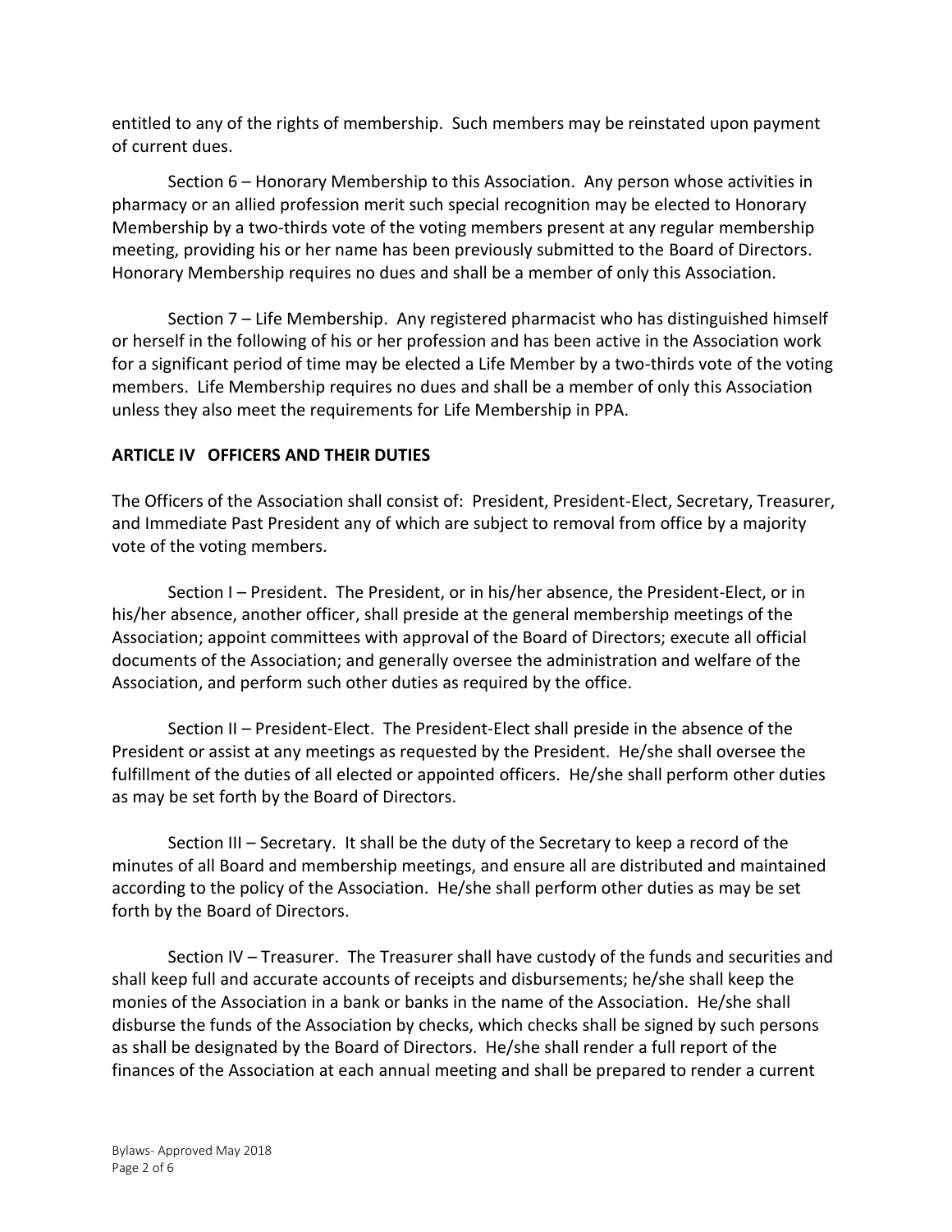entitled to any of the rights of membership. Such members may be reinstated upon payment of current dues.

Section 6 – Honorary Membership to this Association. Any person whose activities in pharmacy or an allied profession merit such special recognition may be elected to Honorary Membership by a two-thirds vote of the voting members present at any regular membership meeting, providing his or her name has been previously submitted to the Board of Directors. Honorary Membership requires no dues and shall be a member of only this Association.

Section 7 – Life Membership. Any registered pharmacist who has distinguished himself or herself in the following of his or her profession and has been active in the Association work for a significant period of time may be elected a Life Member by a two-thirds vote of the voting members. Life Membership requires no dues and shall be a member of only this Association unless they also meet the requirements for Life Membership in PPA.

## ARTICLE IV OFFICERS AND THEIR DUTIES

The Officers of the Association shall consist of: President, President-Elect, Secretary, Treasurer, and Immediate Past President any of which are subject to removal from office by a majority vote of the voting members.

Section I – President. The President, or in his/her absence, the President-Elect, or in his/her absence, another officer, shall preside at the general membership meetings of the Association; appoint committees with approval of the Board of Directors; execute all official documents of the Association; and generally oversee the administration and welfare of the Association, and perform such other duties as required by the office.

Section II – President-Elect. The President-Elect shall preside in the absence of the President or assist at any meetings as requested by the President. He/she shall oversee the fulfillment of the duties of all elected or appointed officers. He/she shall perform other duties as may be set forth by the Board of Directors.

Section III – Secretary. It shall be the duty of the Secretary to keep a record of the minutes of all Board and membership meetings, and ensure all are distributed and maintained according to the policy of the Association. He/she shall perform other duties as may be set forth by the Board of Directors.

Section IV – Treasurer. The Treasurer shall have custody of the funds and securities and shall keep full and accurate accounts of receipts and disbursements; he/she shall keep the monies of the Association in a bank or banks in the name of the Association. He/she shall disburse the funds of the Association by checks, which checks shall be signed by such persons as shall be designated by the Board of Directors. He/she shall render a full report of the finances of the Association at each annual meeting and shall be prepared to render a current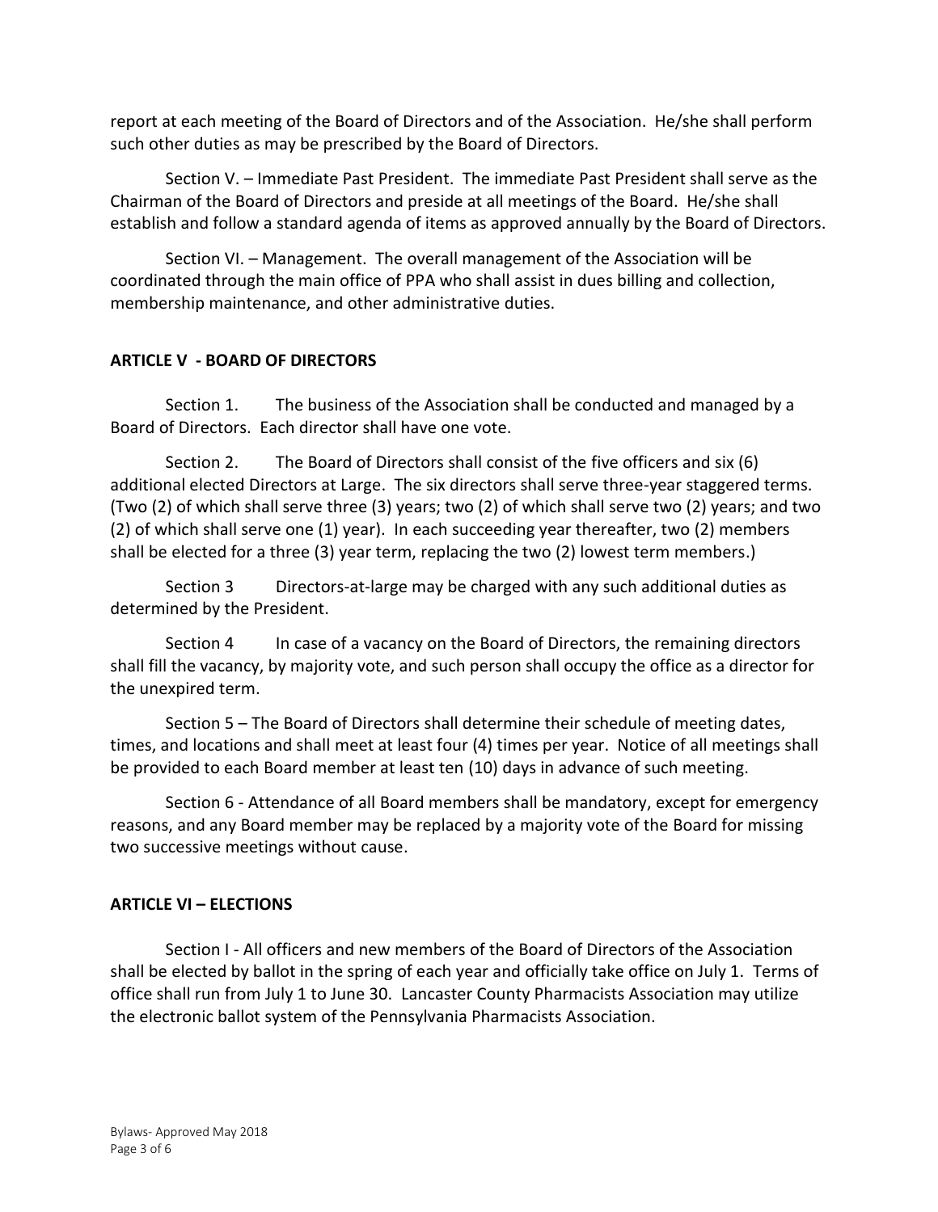report at each meeting of the Board of Directors and of the Association. He/she shall perform such other duties as may be prescribed by the Board of Directors.

Section V. – Immediate Past President. The immediate Past President shall serve as the Chairman of the Board of Directors and preside at all meetings of the Board. He/she shall establish and follow a standard agenda of items as approved annually by the Board of Directors.

Section VI. – Management. The overall management of the Association will be coordinated through the main office of PPA who shall assist in dues billing and collection, membership maintenance, and other administrative duties.

## ARTICLE V - BOARD OF DIRECTORS

Section 1. The business of the Association shall be conducted and managed by a Board of Directors. Each director shall have one vote.

Section 2. The Board of Directors shall consist of the five officers and six (6) additional elected Directors at Large. The six directors shall serve three-year staggered terms. (Two (2) of which shall serve three (3) years; two (2) of which shall serve two (2) years; and two (2) of which shall serve one (1) year). In each succeeding year thereafter, two (2) members shall be elected for a three (3) year term, replacing the two (2) lowest term members.)

Section 3 Directors-at-large may be charged with any such additional duties as determined by the President.

Section 4 In case of a vacancy on the Board of Directors, the remaining directors shall fill the vacancy, by majority vote, and such person shall occupy the office as a director for the unexpired term.

Section 5 – The Board of Directors shall determine their schedule of meeting dates, times, and locations and shall meet at least four (4) times per year. Notice of all meetings shall be provided to each Board member at least ten (10) days in advance of such meeting.

Section 6 - Attendance of all Board members shall be mandatory, except for emergency reasons, and any Board member may be replaced by a majority vote of the Board for missing two successive meetings without cause.

## ARTICLE VI – ELECTIONS

Section I - All officers and new members of the Board of Directors of the Association shall be elected by ballot in the spring of each year and officially take office on July 1. Terms of office shall run from July 1 to June 30. Lancaster County Pharmacists Association may utilize the electronic ballot system of the Pennsylvania Pharmacists Association.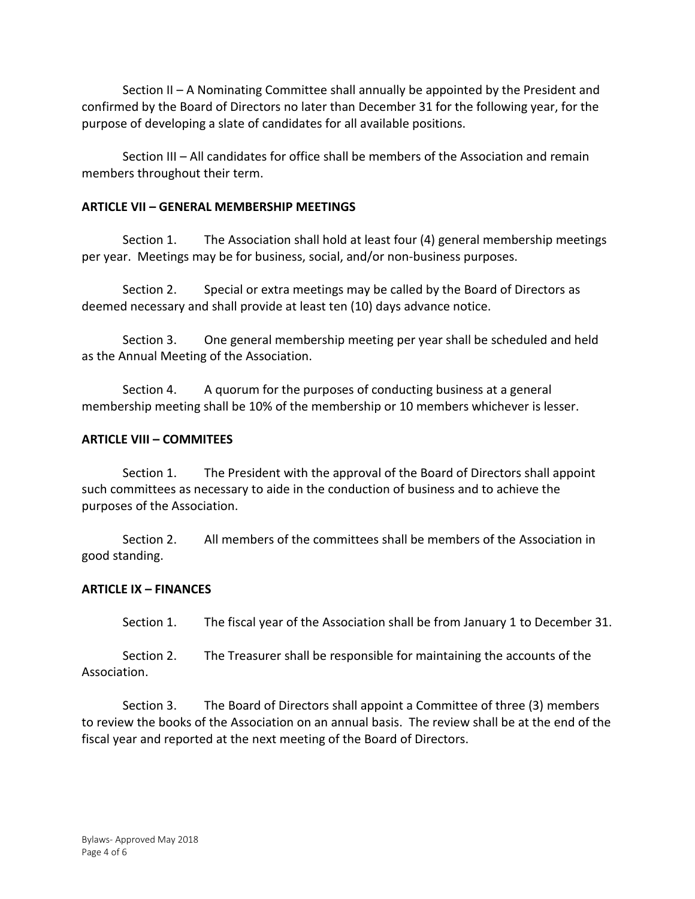Section II – A Nominating Committee shall annually be appointed by the President and confirmed by the Board of Directors no later than December 31 for the following year, for the purpose of developing a slate of candidates for all available positions.

Section III – All candidates for office shall be members of the Association and remain members throughout their term.

**ARTICLE VII – GENERAL MEMBERSHIP MEETINGS**

Section 1. The Association shall hold at least four (4) general membership meetings per year. Meetings may be for business, social, and/or non-business purposes.

Section 2. Special or extra meetings may be called by the Board of Directors as deemed necessary and shall provide at least ten (10) days advance notice.

Section 3. One general membership meeting per year shall be scheduled and held as the Annual Meeting of the Association.

Section 4. A quorum for the purposes of conducting business at a general membership meeting shall be 10% of the membership or 10 members whichever is lesser.

**ARTICLE VIII – COMMITEES**

Section 1. The President with the approval of the Board of Directors shall appoint such committees as necessary to aide in the conduction of business and to achieve the purposes of the Association.

Section 2. All members of the committees shall be members of the Association in good standing.

**ARTICLE IX – FINANCES**

Section 1. The fiscal year of the Association shall be from January 1 to December 31.

Section 2. The Treasurer shall be responsible for maintaining the accounts of the Association.

Section 3. The Board of Directors shall appoint a Committee of three (3) members to review the books of the Association on an annual basis. The review shall be at the end of the fiscal year and reported at the next meeting of the Board of Directors.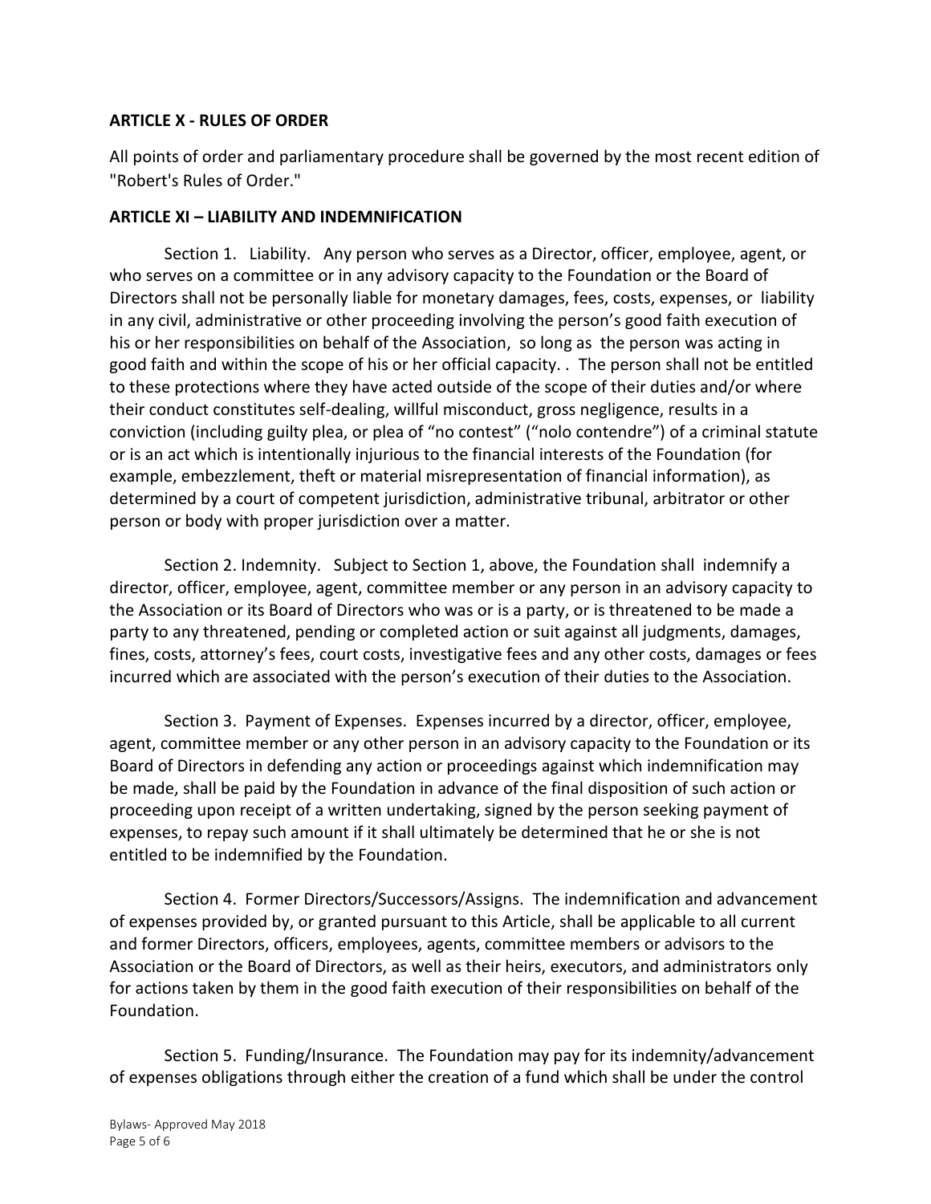**ARTICLE X - RULES OF ORDER**

All points of order and parliamentary procedure shall be governed by the most recent edition of "Robert's Rules of Order."

**ARTICLE XI – LIABILITY AND INDEMNIFICATION**

Section 1. Liability. Any person who serves as a Director, officer, employee, agent, or who serves on a committee or in any advisory capacity to the Foundation or the Board of Directors shall not be personally liable for monetary damages, fees, costs, expenses, or liability in any civil, administrative or other proceeding involving the person's good faith execution of his or her responsibilities on behalf of the Association, so long as the person was acting in good faith and within the scope of his or her official capacity. . The person shall not be entitled to these protections where they have acted outside of the scope of their duties and/or where their conduct constitutes self-dealing, willful misconduct, gross negligence, results in a conviction (including guilty plea, or plea of "no contest" ("nolo contendre") of a criminal statute or is an act which is intentionally injurious to the financial interests of the Foundation (for example, embezzlement, theft or material misrepresentation of financial information), as determined by a court of competent jurisdiction, administrative tribunal, arbitrator or other person or body with proper jurisdiction over a matter.

Section 2. Indemnity. Subject to Section 1, above, the Foundation shall indemnify a director, officer, employee, agent, committee member or any person in an advisory capacity to the Association or its Board of Directors who was or is a party, or is threatened to be made a party to any threatened, pending or completed action or suit against all judgments, damages, fines, costs, attorney's fees, court costs, investigative fees and any other costs, damages or fees incurred which are associated with the person's execution of their duties to the Association.

Section 3. Payment of Expenses. Expenses incurred by a director, officer, employee, agent, committee member or any other person in an advisory capacity to the Foundation or its Board of Directors in defending any action or proceedings against which indemnification may be made, shall be paid by the Foundation in advance of the final disposition of such action or proceeding upon receipt of a written undertaking, signed by the person seeking payment of expenses, to repay such amount if it shall ultimately be determined that he or she is not entitled to be indemnified by the Foundation.

Section 4. Former Directors/Successors/Assigns. The indemnification and advancement of expenses provided by, or granted pursuant to this Article, shall be applicable to all current and former Directors, officers, employees, agents, committee members or advisors to the Association or the Board of Directors, as well as their heirs, executors, and administrators only for actions taken by them in the good faith execution of their responsibilities on behalf of the Foundation.

Section 5. Funding/Insurance. The Foundation may pay for its indemnity/advancement of expenses obligations through either the creation of a fund which shall be under the control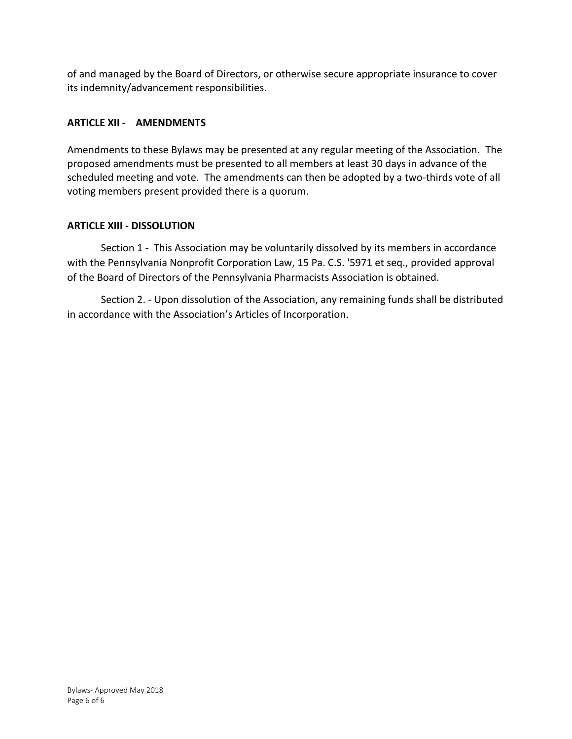of and managed by the Board of Directors, or otherwise secure appropriate insurance to cover its indemnity/advancement responsibilities.

## ARTICLE XII - AMENDMENTS

Amendments to these Bylaws may be presented at any regular meeting of the Association. The proposed amendments must be presented to all members at least 30 days in advance of the scheduled meeting and vote. The amendments can then be adopted by a two-thirds vote of all voting members present provided there is a quorum.

## ARTICLE XIII - DISSOLUTION

Section 1 - This Association may be voluntarily dissolved by its members in accordance with the Pennsylvania Nonprofit Corporation Law, 15 Pa. C.S. '5971 et seq., provided approval of the Board of Directors of the Pennsylvania Pharmacists Association is obtained.

Section 2. - Upon dissolution of the Association, any remaining funds shall be distributed in accordance with the Association's Articles of Incorporation.

Bylaws- Approved May 2018